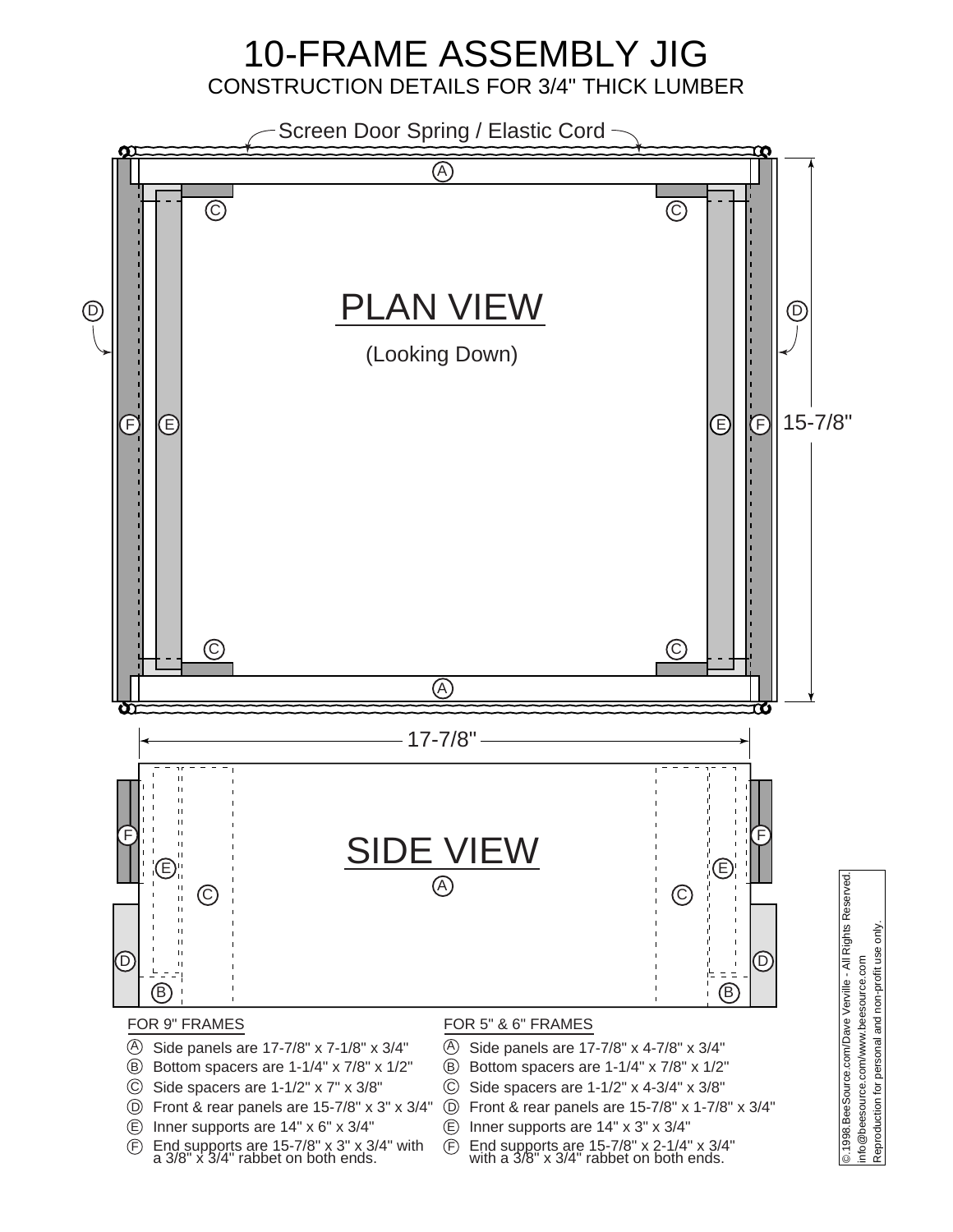# 10-FRAME ASSEMBLY JIG

CONSTRUCTION DETAILS FOR 3/4" THICK LUMBER

Screen Door Spring / Elastic Cord

PLAN VIEW

(Looking Down)

15-7/8"

17-7/8"

SIDE VIEW

### FOR 9" FRAMES

- (A) Side panels are 17-7/8" x 7-1/8" x 3/4"
- (B) Bottom spacers are 1-1/4" x 7/8" x 1/2"
- (C) Side spacers are 1-1/2" x 7" x 3/8"
- (D) Front & rear panels are 15-7/8" x 3" x 3/4"
- (E) Inner supports are 14" x 6" x 3/4"
- (F) End supports are 15-7/8" x 3" x 3/4" with a 3/8" x 3/4" rabbet on both ends.

### FOR 5" & 6" FRAMES

- (A) Side panels are 17-7/8" x 4-7/8" x 3/4"
- (B) Bottom spacers are 1-1/4" x 7/8" x 1/2"
- (C) Side spacers are 1-1/2" x 4-3/4" x 3/8"
- (D) Front & rear panels are 15-7/8" x 1-7/8" x 3/4"
- (E) Inner supports are 14" x 3" x 3/4"
- (F) End supports are 15-7/8" x 2-1/4" x 3/4" with a 3/8" x 3/4" rabbet on both ends.

© 1998 BeeSource.com/Dave Verville - All Rights Reserved.
info@beesource.com/www.beesource.com
Reproduction for personal and non-profit use only.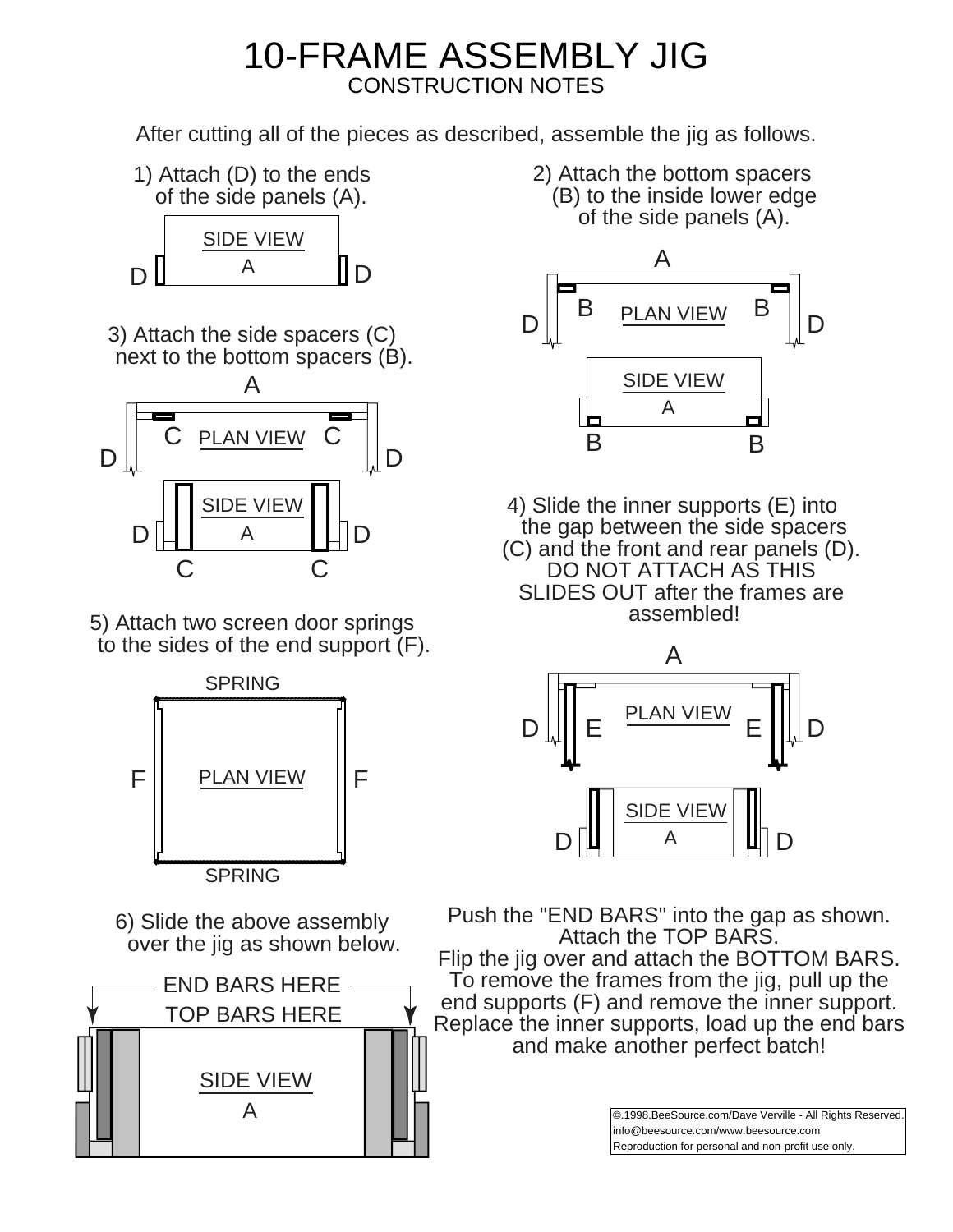# 10-FRAME ASSEMBLY JIG

## CONSTRUCTION NOTES

After cutting all of the pieces as described, assemble the jig as follows.

1) Attach (D) to the ends of the side panels (A).

SIDE VIEW
A
D
D

2) Attach the bottom spacers (B) to the inside lower edge of the side panels (A).

A
PLAN VIEW
B
B
D
D

SIDE VIEW
A
B
B

3) Attach the side spacers (C) next to the bottom spacers (B).

A
PLAN VIEW
C
C
D
D

SIDE VIEW
A
D
D
C
C

4) Slide the inner supports (E) into the gap between the side spacers (C) and the front and rear panels (D). DO NOT ATTACH AS THIS SLIDES OUT after the frames are assembled!

A
PLAN VIEW
D
E
E
D

SIDE VIEW
A
D
D

5) Attach two screen door springs to the sides of the end support (F).

SPRING
PLAN VIEW
F
F
SPRING

6) Slide the above assembly over the jig as shown below.

END BARS HERE
TOP BARS HERE
SIDE VIEW
A

Push the "END BARS" into the gap as shown. Attach the TOP BARS. Flip the jig over and attach the BOTTOM BARS. To remove the frames from the jig, pull up the end supports (F) and remove the inner support. Replace the inner supports, load up the end bars and make another perfect batch!

©.1998.BeeSource.com/Dave Verville - All Rights Reserved.
info@beesource.com/www.beesource.com
Reproduction for personal and non-profit use only.